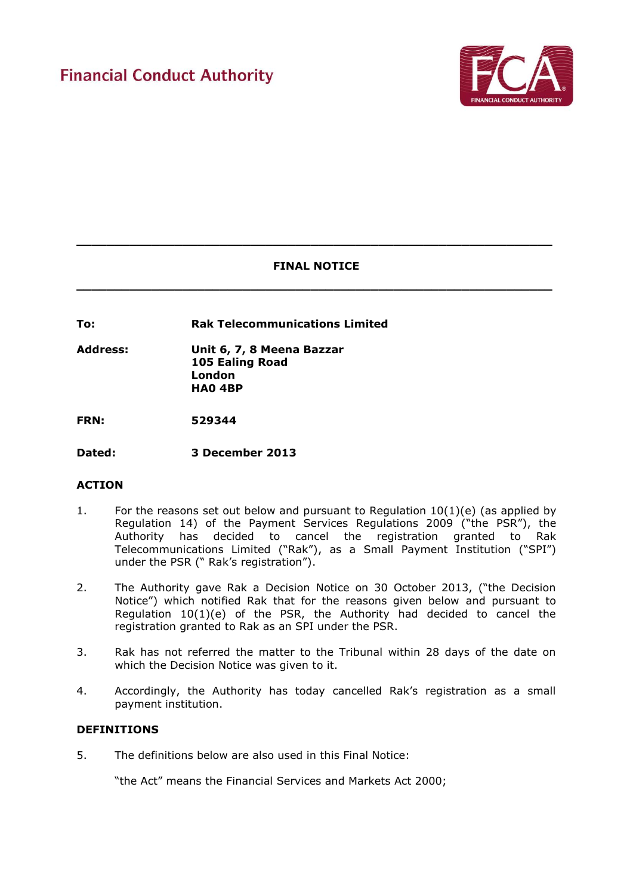Financial Conduct Authority

---

**FINAL NOTICE**

---

| | |
|---|---|
| **To:** | **Rak Telecommunications Limited** |
| **Address:** | **Unit 6, 7, 8 Meena Bazzar**<br>**105 Ealing Road**<br>**London**<br>**HA0 4BP** |
| **FRN:** | **529344** |
| **Dated:** | **3 December 2013** |

## ACTION

1. For the reasons set out below and pursuant to Regulation 10(1)(e) (as applied by Regulation 14) of the Payment Services Regulations 2009 ("the PSR"), the Authority has decided to cancel the registration granted to Rak Telecommunications Limited ("Rak"), as a Small Payment Institution ("SPI") under the PSR (" Rak's registration").

2. The Authority gave Rak a Decision Notice on 30 October 2013, ("the Decision Notice") which notified Rak that for the reasons given below and pursuant to Regulation 10(1)(e) of the PSR, the Authority had decided to cancel the registration granted to Rak as an SPI under the PSR.

3. Rak has not referred the matter to the Tribunal within 28 days of the date on which the Decision Notice was given to it.

4. Accordingly, the Authority has today cancelled Rak's registration as a small payment institution.

## DEFINITIONS

5. The definitions below are also used in this Final Notice:

   "the Act" means the Financial Services and Markets Act 2000;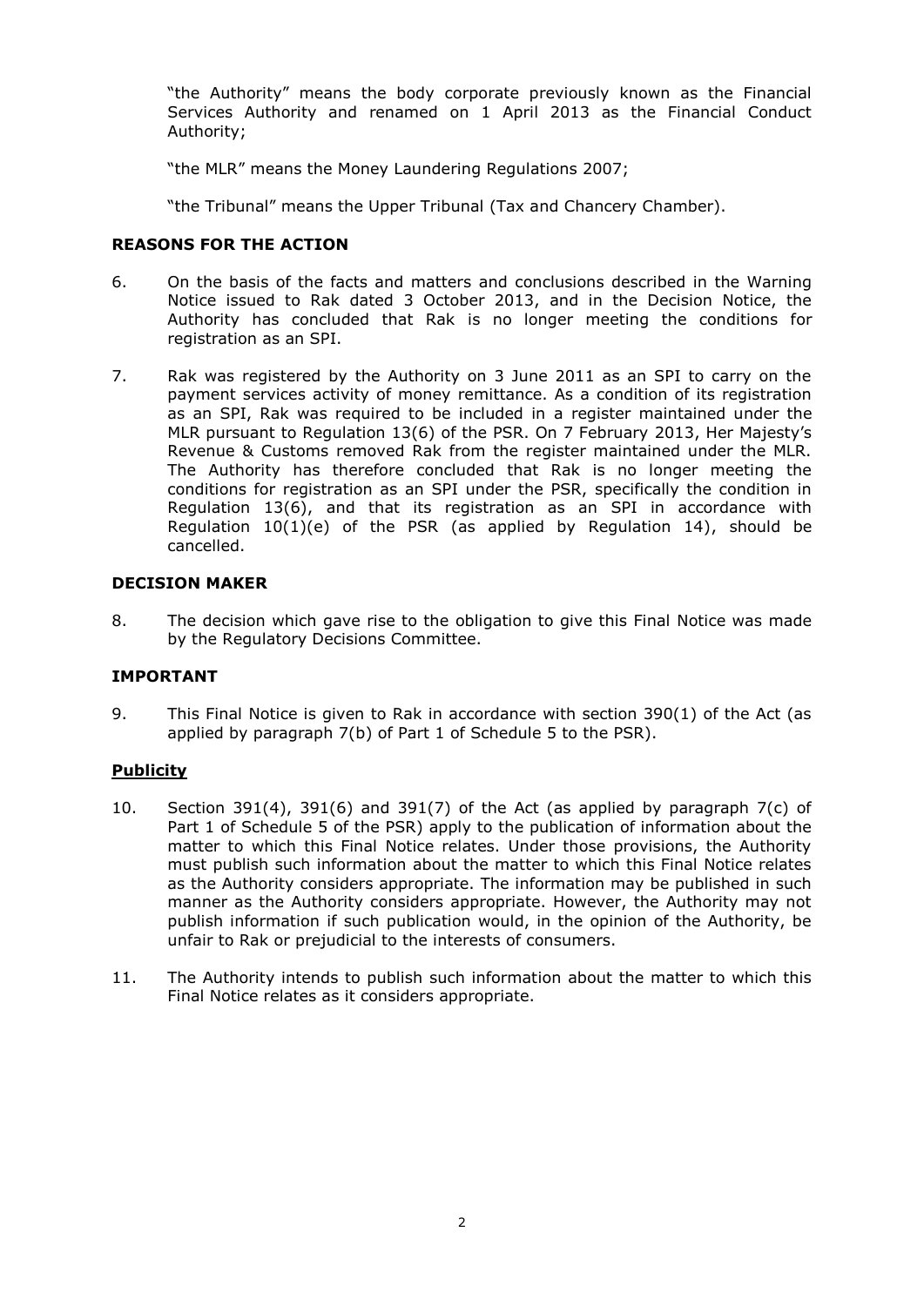"the Authority" means the body corporate previously known as the Financial Services Authority and renamed on 1 April 2013 as the Financial Conduct Authority;

"the MLR" means the Money Laundering Regulations 2007;

"the Tribunal" means the Upper Tribunal (Tax and Chancery Chamber).

## REASONS FOR THE ACTION

6. On the basis of the facts and matters and conclusions described in the Warning Notice issued to Rak dated 3 October 2013, and in the Decision Notice, the Authority has concluded that Rak is no longer meeting the conditions for registration as an SPI.

7. Rak was registered by the Authority on 3 June 2011 as an SPI to carry on the payment services activity of money remittance. As a condition of its registration as an SPI, Rak was required to be included in a register maintained under the MLR pursuant to Regulation 13(6) of the PSR. On 7 February 2013, Her Majesty's Revenue & Customs removed Rak from the register maintained under the MLR. The Authority has therefore concluded that Rak is no longer meeting the conditions for registration as an SPI under the PSR, specifically the condition in Regulation 13(6), and that its registration as an SPI in accordance with Regulation 10(1)(e) of the PSR (as applied by Regulation 14), should be cancelled.

## DECISION MAKER

8. The decision which gave rise to the obligation to give this Final Notice was made by the Regulatory Decisions Committee.

## IMPORTANT

9. This Final Notice is given to Rak in accordance with section 390(1) of the Act (as applied paragraph 7(b) of Part 1 of Schedule 5 to the PSR).

### Publicity

10. Section 391(4), 391(6) and 391(7) of the Act (as applied by paragraph 7(c) of Part 1 of Schedule 5 of the PSR) apply to the publication of information about the matter to which this Final Notice relates. Under those provisions, the Authority must publish such information about the matter to which this Final Notice relates as the Authority considers appropriate. The information may be published in such manner as the Authority considers appropriate. However, the Authority may not publish information if such publication would, in the opinion of the Authority, be unfair to Rak or prejudicial to the interests of consumers.

11. The Authority intends to publish such information about the matter to which this Final Notice relates as it considers appropriate.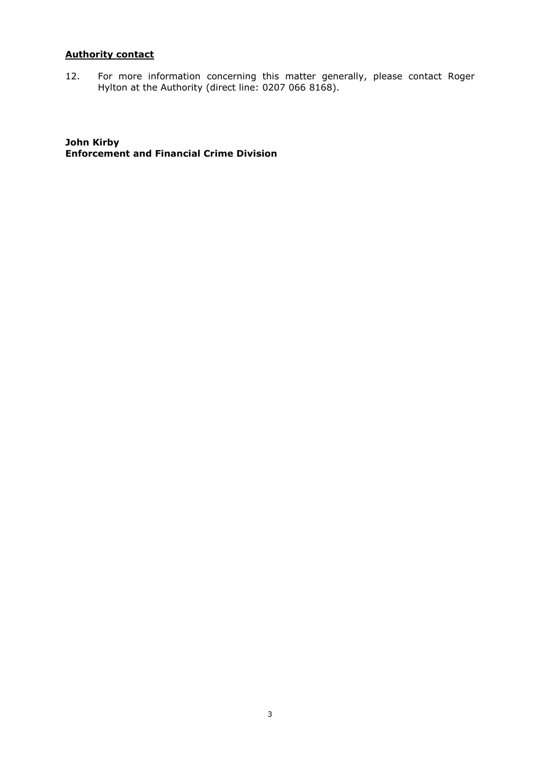**Authority contact**

12. For more information concerning this matter generally, please contact Roger Hylton at the Authority (direct line: 0207 066 8168).

**John Kirby**
**Enforcement and Financial Crime Division**